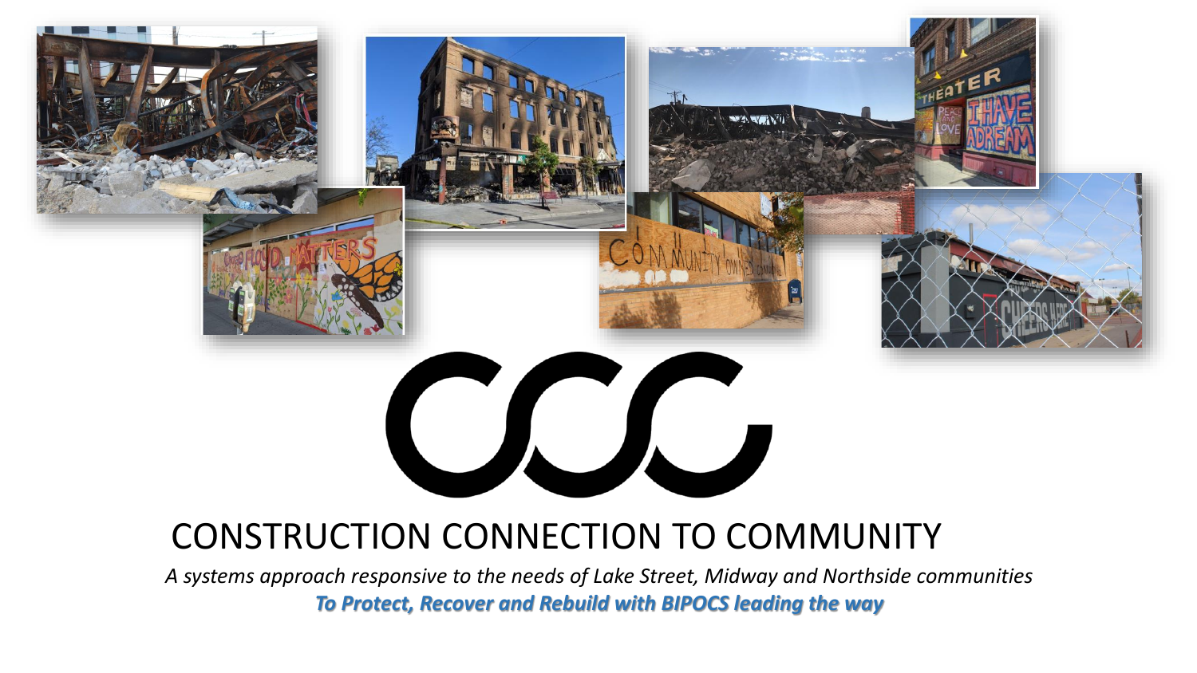# CONSTRUCTION CONNECTION TO COMMUNITY

*A systems approach responsive to the needs of Lake Street, Midway and Northside communities*

***To Protect, Recover and Rebuild with BIPOCS leading the way***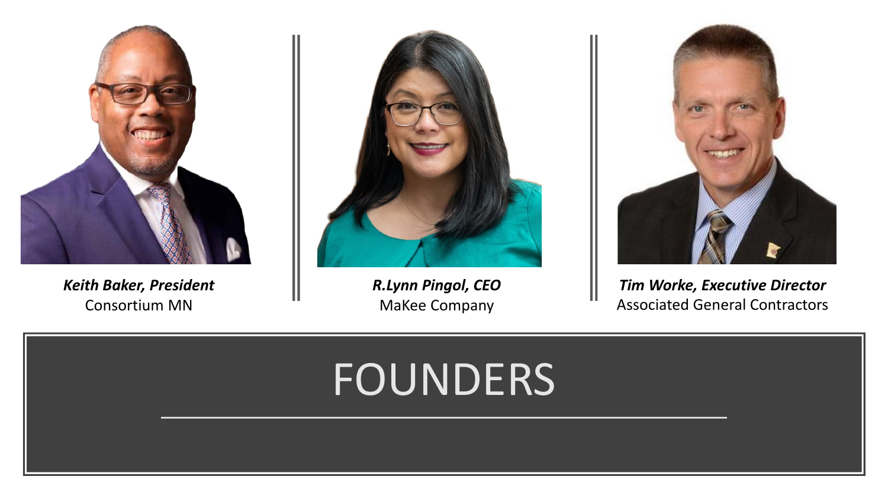# FOUNDERS

***Keith Baker, President***
Consortium MN

***R.Lynn Pingol, CEO***
MaKee Company

***Tim Worke, Executive Director***
Associated General Contractors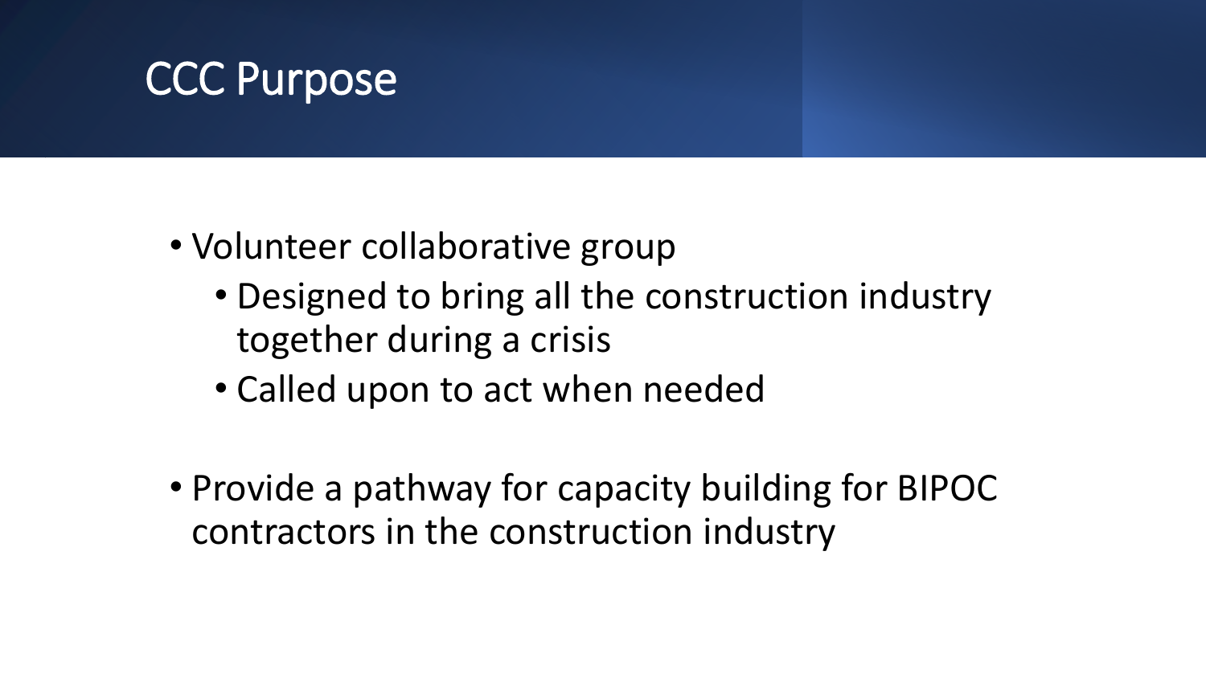# CCC Purpose

- Volunteer collaborative group
  - Designed to bring all the construction industry together during a crisis
  - Called upon to act when needed

- Provide a pathway for capacity building for BIPOC contractors in the construction industry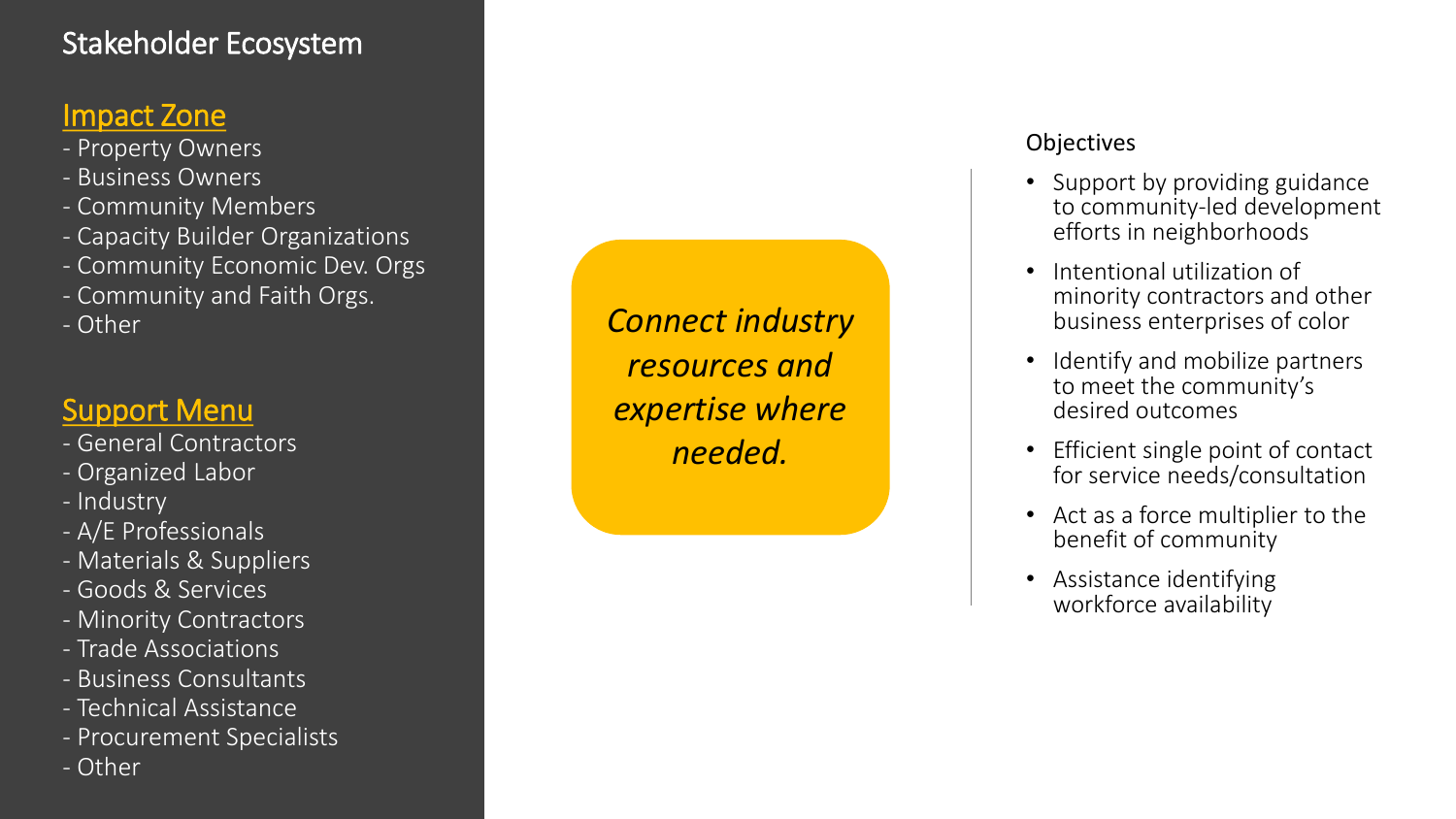# Stakeholder Ecosystem

## Impact Zone

- Property Owners
- Business Owners
- Community Members
- Capacity Builder Organizations
- Community Economic Dev. Orgs
- Community and Faith Orgs.
- Other

## Support Menu

- General Contractors
- Organized Labor
- Industry
- A/E Professionals
- Materials & Suppliers
- Goods & Services
- Minority Contractors
- Trade Associations
- Business Consultants
- Technical Assistance
- Procurement Specialists
- Other

*Connect industry resources and expertise where needed.*

### Objectives

- Support by providing guidance to community-led development efforts in neighborhoods
- Intentional utilization of minority contractors and other business enterprises of color
- Identify and mobilize partners to meet the community's desired outcomes
- Efficient single point of contact for service needs/consultation
- Act as a force multiplier to the benefit of community
- Assistance identifying workforce availability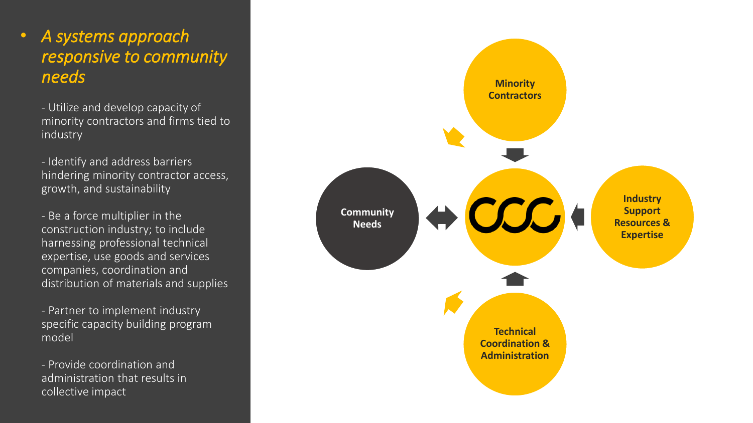- *A systems approach responsive to community needs*

  - Utilize and develop capacity of minority contractors and firms tied to industry

  - Identify and address barriers hindering minority contractor access, growth, and sustainability

  - Be a force multiplier in the construction industry; to include harnessing professional technical expertise, use goods and services companies, coordination and distribution of materials and supplies

  - Partner to implement industry specific capacity building program model

  - Provide coordination and administration that results in collective impact

**Minority Contractors**

**Community Needs**

**CCC**

**Industry Support Resources & Expertise**

**Technical Coordination & Administration**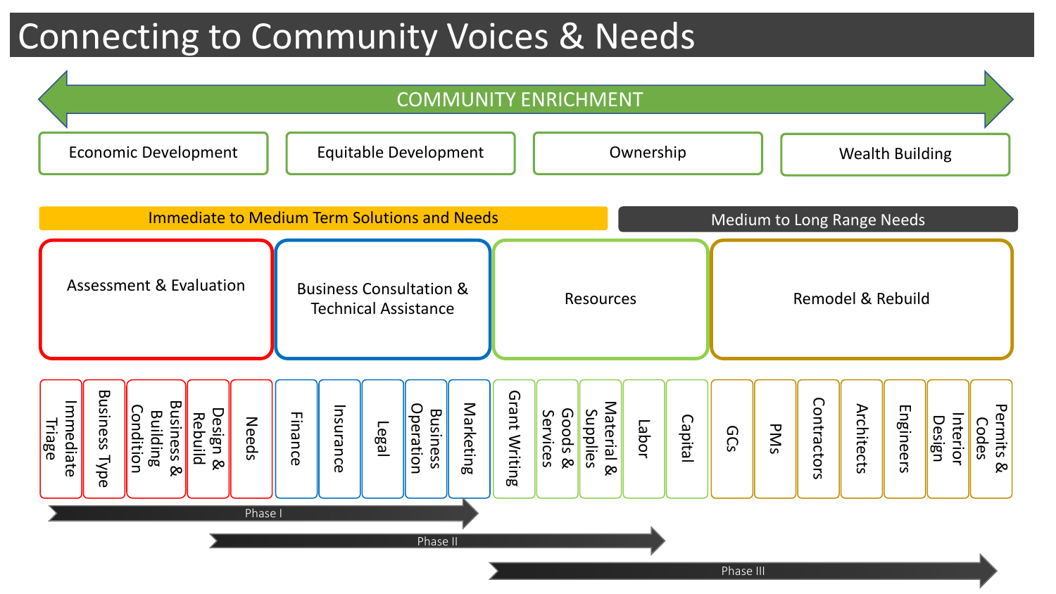# Connecting to Community Voices & Needs

**COMMUNITY ENRICHMENT**

- Economic Development
- Equitable Development
- Ownership
- Wealth Building

**Immediate to Medium Term Solutions and Needs**

**Medium to Long Range Needs**

## Assessment & Evaluation

- Immediate Triage
- Business Type
- Business & Building Condition
- Design & Rebuild
- Needs

## Business Consultation & Technical Assistance

- Finance
- Insurance
- Legal
- Business Operation
- Marketing

## Resources

- Grant Writing
- Goods & Services
- Material & Supplies
- Labor
- Capital

## Remodel & Rebuild

- GCs
- PMs
- Contractors
- Architects
- Engineers
- Interior Design
- Permits & Codes

Phase I

Phase II

Phase III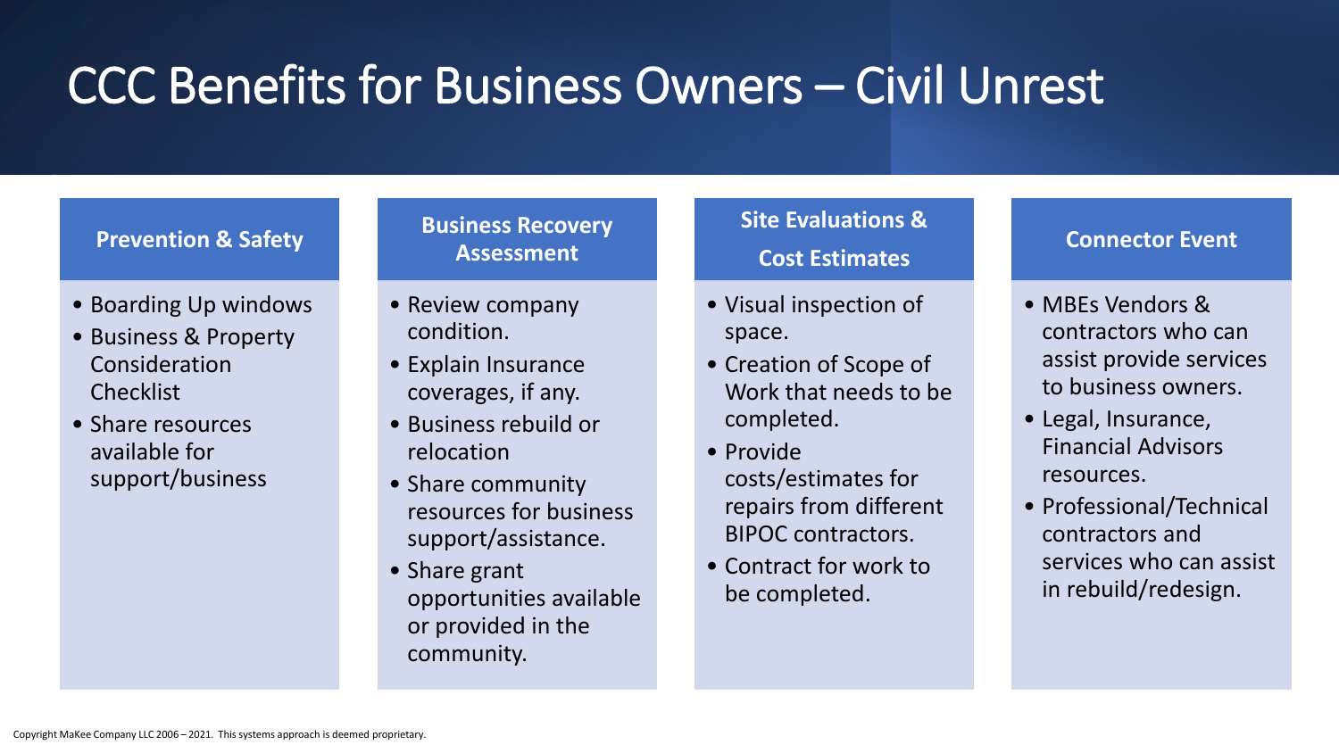# CCC Benefits for Business Owners – Civil Unrest

## Prevention & Safety

- Boarding Up windows
- Business & Property Consideration Checklist
- Share resources available for support/business

## Business Recovery Assessment

- Review company condition.
- Explain Insurance coverages, if any.
- Business rebuild or relocation
- Share community resources for business support/assistance.
- Share grant opportunities available or provided in the community.

## Site Evaluations & Cost Estimates

- Visual inspection of space.
- Creation of Scope of Work that needs to be completed.
- Provide costs/estimates for repairs from different BIPOC contractors.
- Contract for work to be completed.

## Connector Event

- MBEs Vendors & contractors who can assist provide services to business owners.
- Legal, Insurance, Financial Advisors resources.
- Professional/Technical contractors and services who can assist in rebuild/redesign.

Copyright MaKee Company LLC 2006 – 2021. This systems approach is deemed proprietary.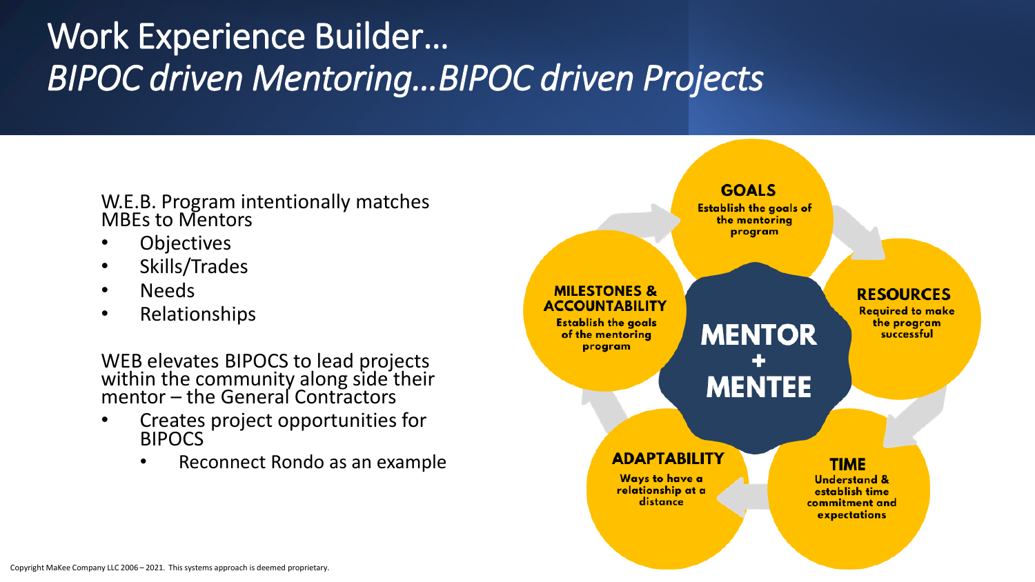# Work Experience Builder…
## *BIPOC driven Mentoring…BIPOC driven Projects*

W.E.B. Program intentionally matches MBEs to Mentors

- Objectives
- Skills/Trades
- Needs
- Relationships

WEB elevates BIPOCS to lead projects within the community along side their mentor – the General Contractors

- Creates project opportunities for BIPOCS
  - Reconnect Rondo as an example

**GOALS**
Establish the goals of the mentoring program

**RESOURCES**
Required to make the program successful

**TIME**
Understand & establish time commitment and expectations

**ADAPTABILITY**
Ways to have a relationship at a distance

**MILESTONES & ACCOUNTABILITY**
Establish the goals of the mentoring program

**MENTOR + MENTEE**

Copyright MaKee Company LLC 2006 – 2021. This systems approach is deemed proprietary.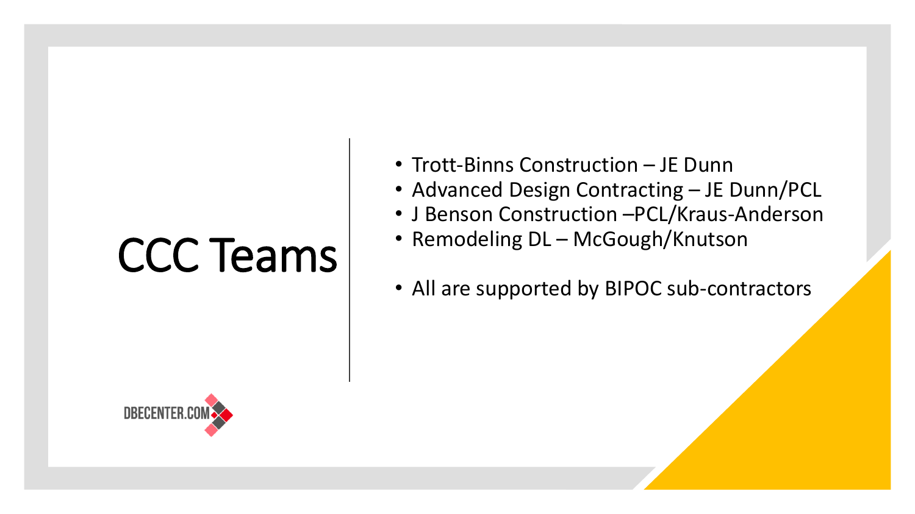# CCC Teams

- Trott-Binns Construction – JE Dunn
- Advanced Design Contracting – JE Dunn/PCL
- J Benson Construction –PCL/Kraus-Anderson
- Remodeling DL – McGough/Knutson

- All are supported by BIPOC sub-contractors

DBECENTER.COM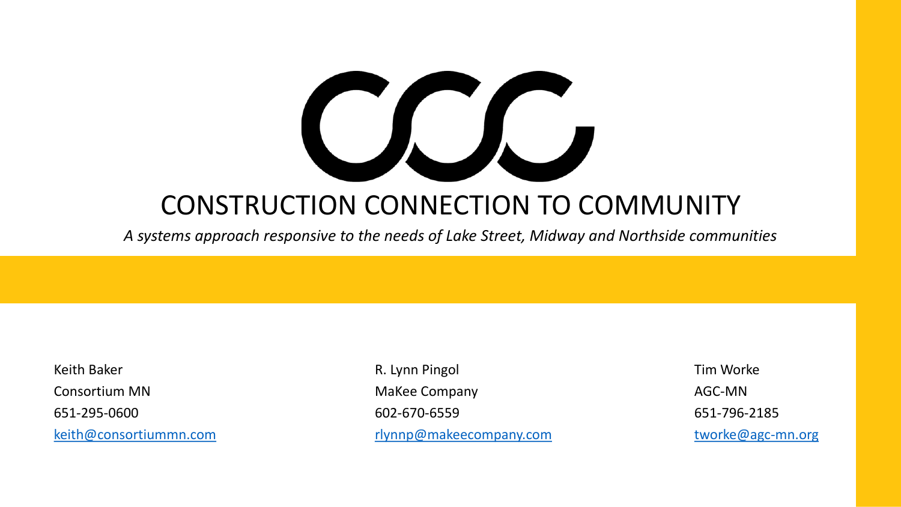# CONSTRUCTION CONNECTION TO COMMUNITY

*A systems approach responsive to the needs of Lake Street, Midway and Northside communities*

Keith Baker
Consortium MN
651-295-0600
keith@consortiummn.com

R. Lynn Pingol
MaKee Company
602-670-6559
rlynnp@makeecompany.com

Tim Worke
AGC-MN
651-796-2185
tworke@agc-mn.org